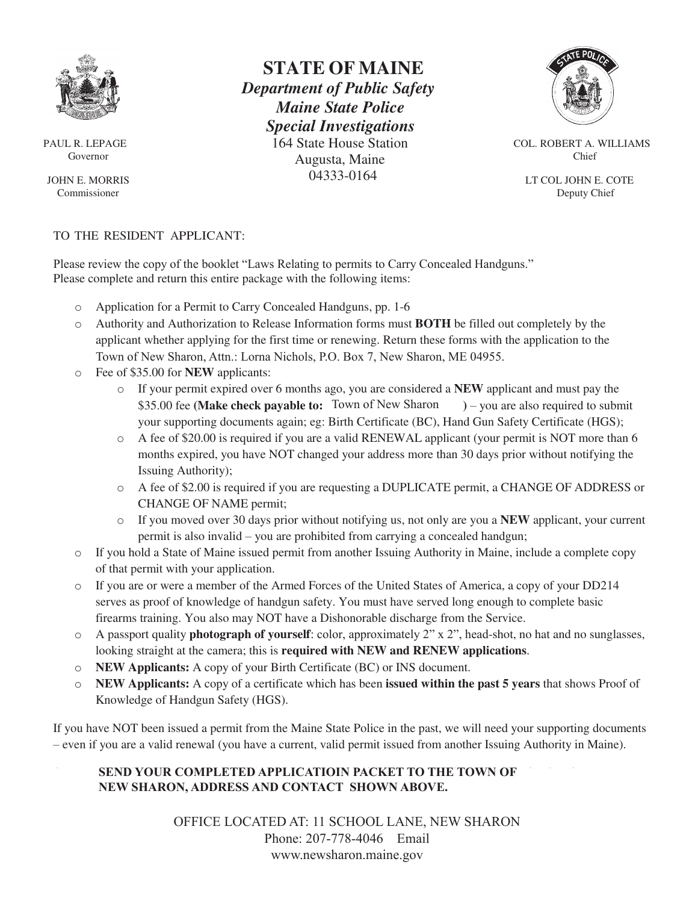# STATE OF MAINE

***Department of Public Safety***
***Maine State Police***
***Special Investigations***
164 State House Station
Augusta, Maine
04333-0164

PAUL R. LEPAGE
Governor

JOHN E. MORRIS
Commissioner

COL. ROBERT A. WILLIAMS
Chief

LT COL JOHN E. COTE
Deputy Chief

TO THE RESIDENT APPLICANT:

Please review the copy of the booklet "Laws Relating to permits to Carry Concealed Handguns."
Please complete and return this entire package with the following items:

- Application for a Permit to Carry Concealed Handguns, pp. 1-6
- Authority and Authorization to Release Information forms must **BOTH** be filled out completely by the applicant whether applying for the first time or renewing. Return these forms with the application to the Town of New Sharon, Attn.: Lorna Nichols, P.O. Box 7, New Sharon, ME 04955.
- Fee of $35.00 for **NEW** applicants:
  - If your permit expired over 6 months ago, you are considered a **NEW** applicant and must pay the $35.00 fee **(Make check payable to:** Town of New Sharon **)** – you are also required to submit your supporting documents again; eg: Birth Certificate (BC), Hand Gun Safety Certificate (HGS);
  - A fee of $20.00 is required if you are a valid RENEWAL applicant (your permit is NOT more than 6 months expired, you have NOT changed your address more than 30 days prior without notifying the Issuing Authority);
  - A fee of $2.00 is required if you are requesting a DUPLICATE permit, a CHANGE OF ADDRESS or CHANGE OF NAME permit;
  - If you moved over 30 days prior without notifying us, not only are you a **NEW** applicant, your current permit is also invalid – you are prohibited from carrying a concealed handgun;
- If you hold a State of Maine issued permit from another Issuing Authority in Maine, include a complete copy of that permit with your application.
- If you are or were a member of the Armed Forces of the United States of America, a copy of your DD214 serves as proof of knowledge of handgun safety. You must have served long enough to complete basic firearms training. You also may NOT have a Dishonorable discharge from the Service.
- A passport quality **photograph of yourself**: color, approximately 2" x 2", head-shot, no hat and no sunglasses, looking straight at the camera; this is **required with NEW and RENEW applications**.
- **NEW Applicants:** A copy of your Birth Certificate (BC) or INS document.
- **NEW Applicants:** A copy of a certificate which has been **issued within the past 5 years** that shows Proof of Knowledge of Handgun Safety (HGS).

If you have NOT been issued a permit from the Maine State Police in the past, we will need your supporting documents – even if you are a valid renewal (you have a current, valid permit issued from another Issuing Authority in Maine).

**SEND YOUR COMPLETED APPLICATIOIN PACKET TO THE TOWN OF NEW SHARON, ADDRESS AND CONTACT SHOWN ABOVE.**

OFFICE LOCATED AT: 11 SCHOOL LANE, NEW SHARON
Phone: 207-778-4046 Email
www.newsharon.maine.gov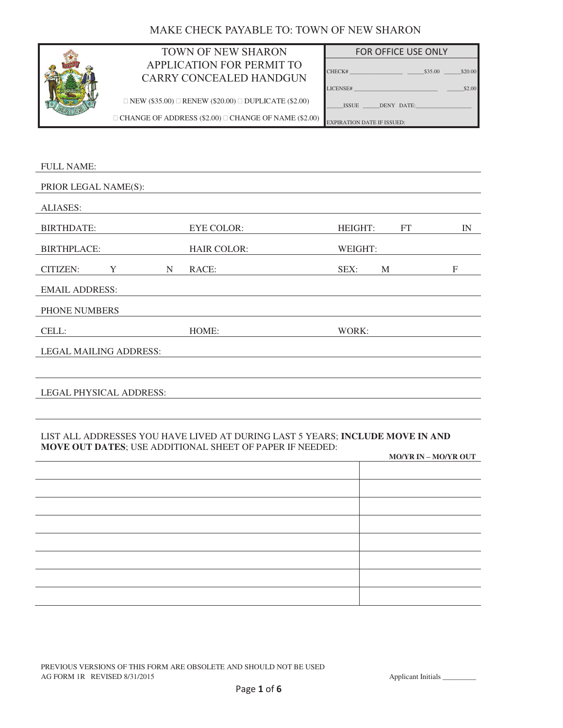MAKE CHECK PAYABLE TO: TOWN OF NEW SHARON

# TOWN OF NEW SHARON
## APPLICATION FOR PERMIT TO CARRY CONCEALED HANDGUN

☐ NEW ($35.00) ☐ RENEW ($20.00) ☐ DUPLICATE ($2.00)

☐ CHANGE OF ADDRESS ($2.00) ☐ CHANGE OF NAME ($2.00)

| FOR OFFICE USE ONLY | | |
|---|---|---|
| CHECK# ________________ | _____$35.00 | _____$20.00 |
| LICENSE# ________________________ | | _____$2.00 |
| _____ISSUE _____DENY DATE:________________ | | |
| EXPIRATION DATE IF ISSUED: | | |

FULL NAME: ____________________________________________

PRIOR LEGAL NAME(S): ____________________________________________

ALIASES: ____________________________________________

| | | |
|---|---|---|
| BIRTHDATE: | EYE COLOR: | HEIGHT: FT IN |
| BIRTHPLACE: | HAIR COLOR: | WEIGHT: |
| CITIZEN: Y N | RACE: | SEX: M F |

EMAIL ADDRESS: ____________________________________________

PHONE NUMBERS

| | | |
|---|---|---|
| CELL: | HOME: | WORK: |

LEGAL MAILING ADDRESS: ____________________________________________

____________________________________________

LEGAL PHYSICAL ADDRESS: ____________________________________________

____________________________________________

LIST ALL ADDRESSES YOU HAVE LIVED AT DURING LAST 5 YEARS; **INCLUDE MOVE IN AND MOVE OUT DATES**; USE ADDITIONAL SHEET OF PAPER IF NEEDED:

| | **MO/YR IN – MO/YR OUT** |
|---|---|
| | |
| | |
| | |
| | |
| | |
| | |
| | |
| | |

PREVIOUS VERSIONS OF THIS FORM ARE OBSOLETE AND SHOULD NOT BE USED
AG FORM 1R REVISED 8/31/2015

Applicant Initials _________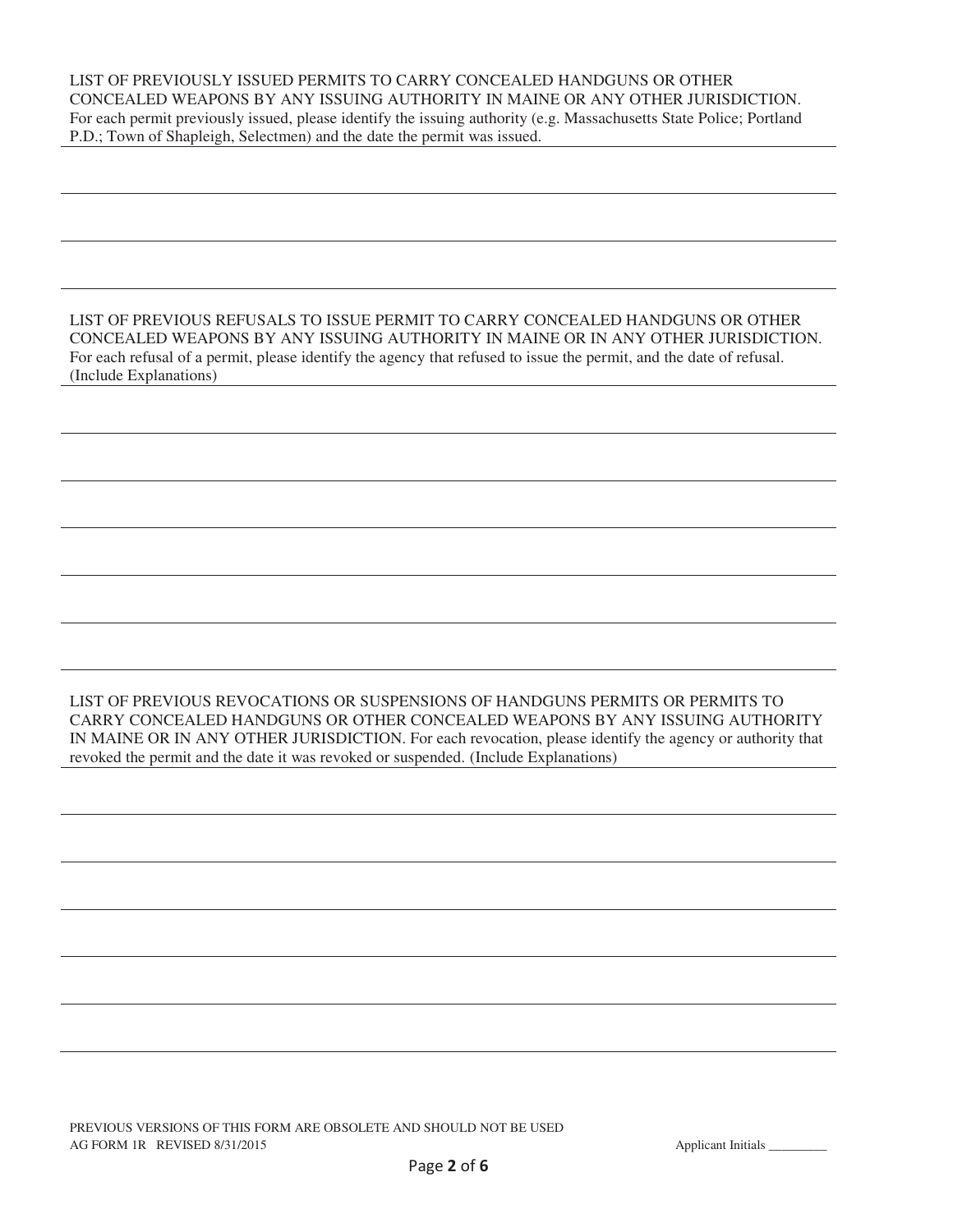LIST OF PREVIOUSLY ISSUED PERMITS TO CARRY CONCEALED HANDGUNS OR OTHER CONCEALED WEAPONS BY ANY ISSUING AUTHORITY IN MAINE OR ANY OTHER JURISDICTION. For each permit previously issued, please identify the issuing authority (e.g. Massachusetts State Police; Portland P.D.; Town of Shapleigh, Selectmen) and the date the permit was issued.

\_\_\_\_\_\_\_\_\_\_\_\_\_\_\_\_\_\_\_\_\_\_\_\_\_\_\_\_\_\_\_\_\_\_\_\_\_\_\_\_\_\_\_\_\_\_\_\_\_\_\_\_\_\_\_\_\_\_\_\_\_\_\_\_\_\_\_\_\_\_\_\_\_\_\_\_\_\_

\_\_\_\_\_\_\_\_\_\_\_\_\_\_\_\_\_\_\_\_\_\_\_\_\_\_\_\_\_\_\_\_\_\_\_\_\_\_\_\_\_\_\_\_\_\_\_\_\_\_\_\_\_\_\_\_\_\_\_\_\_\_\_\_\_\_\_\_\_\_\_\_\_\_\_\_\_\_

\_\_\_\_\_\_\_\_\_\_\_\_\_\_\_\_\_\_\_\_\_\_\_\_\_\_\_\_\_\_\_\_\_\_\_\_\_\_\_\_\_\_\_\_\_\_\_\_\_\_\_\_\_\_\_\_\_\_\_\_\_\_\_\_\_\_\_\_\_\_\_\_\_\_\_\_\_\_

LIST OF PREVIOUS REFUSALS TO ISSUE PERMIT TO CARRY CONCEALED HANDGUNS OR OTHER CONCEALED WEAPONS BY ANY ISSUING AUTHORITY IN MAINE OR IN ANY OTHER JURISDICTION. For each refusal of a permit, please identify the agency that refused to issue the permit, and the date of refusal. (Include Explanations)

\_\_\_\_\_\_\_\_\_\_\_\_\_\_\_\_\_\_\_\_\_\_\_\_\_\_\_\_\_\_\_\_\_\_\_\_\_\_\_\_\_\_\_\_\_\_\_\_\_\_\_\_\_\_\_\_\_\_\_\_\_\_\_\_\_\_\_\_\_\_\_\_\_\_\_\_\_\_

\_\_\_\_\_\_\_\_\_\_\_\_\_\_\_\_\_\_\_\_\_\_\_\_\_\_\_\_\_\_\_\_\_\_\_\_\_\_\_\_\_\_\_\_\_\_\_\_\_\_\_\_\_\_\_\_\_\_\_\_\_\_\_\_\_\_\_\_\_\_\_\_\_\_\_\_\_\_

\_\_\_\_\_\_\_\_\_\_\_\_\_\_\_\_\_\_\_\_\_\_\_\_\_\_\_\_\_\_\_\_\_\_\_\_\_\_\_\_\_\_\_\_\_\_\_\_\_\_\_\_\_\_\_\_\_\_\_\_\_\_\_\_\_\_\_\_\_\_\_\_\_\_\_\_\_\_

\_\_\_\_\_\_\_\_\_\_\_\_\_\_\_\_\_\_\_\_\_\_\_\_\_\_\_\_\_\_\_\_\_\_\_\_\_\_\_\_\_\_\_\_\_\_\_\_\_\_\_\_\_\_\_\_\_\_\_\_\_\_\_\_\_\_\_\_\_\_\_\_\_\_\_\_\_\_

\_\_\_\_\_\_\_\_\_\_\_\_\_\_\_\_\_\_\_\_\_\_\_\_\_\_\_\_\_\_\_\_\_\_\_\_\_\_\_\_\_\_\_\_\_\_\_\_\_\_\_\_\_\_\_\_\_\_\_\_\_\_\_\_\_\_\_\_\_\_\_\_\_\_\_\_\_\_

\_\_\_\_\_\_\_\_\_\_\_\_\_\_\_\_\_\_\_\_\_\_\_\_\_\_\_\_\_\_\_\_\_\_\_\_\_\_\_\_\_\_\_\_\_\_\_\_\_\_\_\_\_\_\_\_\_\_\_\_\_\_\_\_\_\_\_\_\_\_\_\_\_\_\_\_\_\_

LIST OF PREVIOUS REVOCATIONS OR SUSPENSIONS OF HANDGUNS PERMITS OR PERMITS TO CARRY CONCEALED HANDGUNS OR OTHER CONCEALED WEAPONS BY ANY ISSUING AUTHORITY IN MAINE OR IN ANY OTHER JURISDICTION. For each revocation, please identify the agency or authority that revoked the permit and the date it was revoked or suspended. (Include Explanations)

\_\_\_\_\_\_\_\_\_\_\_\_\_\_\_\_\_\_\_\_\_\_\_\_\_\_\_\_\_\_\_\_\_\_\_\_\_\_\_\_\_\_\_\_\_\_\_\_\_\_\_\_\_\_\_\_\_\_\_\_\_\_\_\_\_\_\_\_\_\_\_\_\_\_\_\_\_\_

\_\_\_\_\_\_\_\_\_\_\_\_\_\_\_\_\_\_\_\_\_\_\_\_\_\_\_\_\_\_\_\_\_\_\_\_\_\_\_\_\_\_\_\_\_\_\_\_\_\_\_\_\_\_\_\_\_\_\_\_\_\_\_\_\_\_\_\_\_\_\_\_\_\_\_\_\_\_

\_\_\_\_\_\_\_\_\_\_\_\_\_\_\_\_\_\_\_\_\_\_\_\_\_\_\_\_\_\_\_\_\_\_\_\_\_\_\_\_\_\_\_\_\_\_\_\_\_\_\_\_\_\_\_\_\_\_\_\_\_\_\_\_\_\_\_\_\_\_\_\_\_\_\_\_\_\_

\_\_\_\_\_\_\_\_\_\_\_\_\_\_\_\_\_\_\_\_\_\_\_\_\_\_\_\_\_\_\_\_\_\_\_\_\_\_\_\_\_\_\_\_\_\_\_\_\_\_\_\_\_\_\_\_\_\_\_\_\_\_\_\_\_\_\_\_\_\_\_\_\_\_\_\_\_\_

\_\_\_\_\_\_\_\_\_\_\_\_\_\_\_\_\_\_\_\_\_\_\_\_\_\_\_\_\_\_\_\_\_\_\_\_\_\_\_\_\_\_\_\_\_\_\_\_\_\_\_\_\_\_\_\_\_\_\_\_\_\_\_\_\_\_\_\_\_\_\_\_\_\_\_\_\_\_

\_\_\_\_\_\_\_\_\_\_\_\_\_\_\_\_\_\_\_\_\_\_\_\_\_\_\_\_\_\_\_\_\_\_\_\_\_\_\_\_\_\_\_\_\_\_\_\_\_\_\_\_\_\_\_\_\_\_\_\_\_\_\_\_\_\_\_\_\_\_\_\_\_\_\_\_\_\_

PREVIOUS VERSIONS OF THIS FORM ARE OBSOLETE AND SHOULD NOT BE USED
AG FORM 1R REVISED 8/31/2015

Applicant Initials \_\_\_\_\_\_\_\_\_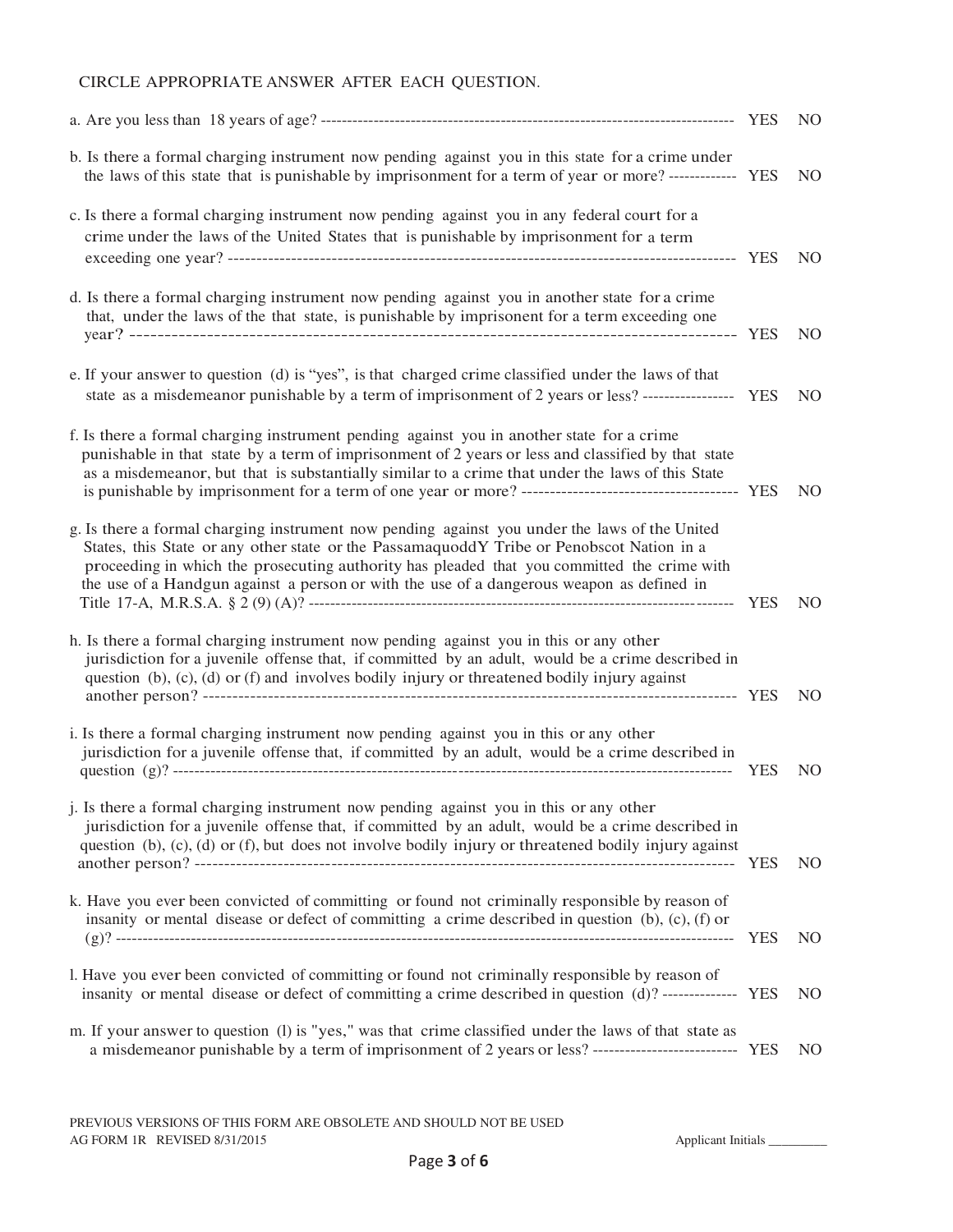CIRCLE APPROPRIATE ANSWER AFTER EACH QUESTION.

a. Are you less than 18 years of age? ---------------------------------------------------------------------------- YES NO

b. Is there a formal charging instrument now pending against you in this state for a crime under the laws of this state that is punishable by imprisonment for a term of year or more? ------------ YES NO

c. Is there a formal charging instrument now pending against you in any federal court for a crime under the laws of the United States that is punishable by imprisonment for a term exceeding one year? ---------------------------------------------------------------------------------------- YES NO

d. Is there a formal charging instrument now pending against you in another state for a crime that, under the laws of the that state, is punishable by imprisonent for a term exceeding one year? ---------------------------------------------------------------------------------------- YES NO

e. If your answer to question (d) is "yes", is that charged crime classified under the laws of that state as a misdemeanor punishable by a term of imprisonment of 2 years or less? ---------------- YES NO

f. Is there a formal charging instrument pending against you in another state for a crime punishable in that state by a term of imprisonment of 2 years or less and classified by that state as a misdemeanor, but that is substantially similar to a crime that under the laws of this State is punishable by imprisonment for a term of one year or more? -------------------------------------- YES NO

g. Is there a formal charging instrument now pending against you under the laws of the United States, this State or any other state or the PassamaquoddY Tribe or Penobscot Nation in a proceeding in which the prosecuting authority has pleaded that you committed the crime with the use of a Handgun against a person or with the use of a dangerous weapon as defined in Title 17-A, M.R.S.A. § 2 (9) (A)? ---------------------------------------------------------------------------- YES NO

h. Is there a formal charging instrument now pending against you in this or any other jurisdiction for a juvenile offense that, if committed by an adult, would be a crime described in question (b), (c), (d) or (f) and involves bodily injury or threatened bodily injury against another person? ---------------------------------------------------------------------------------------- YES NO

i. Is there a formal charging instrument now pending against you in this or any other jurisdiction for a juvenile offense that, if committed by an adult, would be a crime described in question (g)? ---------------------------------------------------------------------------------------------------- YES NO

j. Is there a formal charging instrument now pending against you in this or any other jurisdiction for a juvenile offense that, if committed by an adult, would be a crime described in question (b), (c), (d) or (f), but does not involve bodily injury or threatened bodily injury against another person? ---------------------------------------------------------------------------------------- YES NO

k. Have you ever been convicted of committing or found not criminally responsible by reason of insanity or mental disease or defect of committing a crime described in question (b), (c), (f) or (g)? ---------------------------------------------------------------------------------------------------------------- YES NO

l. Have you ever been convicted of committing or found not criminally responsible by reason of insanity or mental disease or defect of committing a crime described in question (d)? ------------- YES NO

m. If your answer to question (l) is "yes," was that crime classified under the laws of that state as a misdemeanor punishable by a term of imprisonment of 2 years or less? -------------------------- YES NO

PREVIOUS VERSIONS OF THIS FORM ARE OBSOLETE AND SHOULD NOT BE USED
AG FORM 1R REVISED 8/31/2015

Applicant Initials _________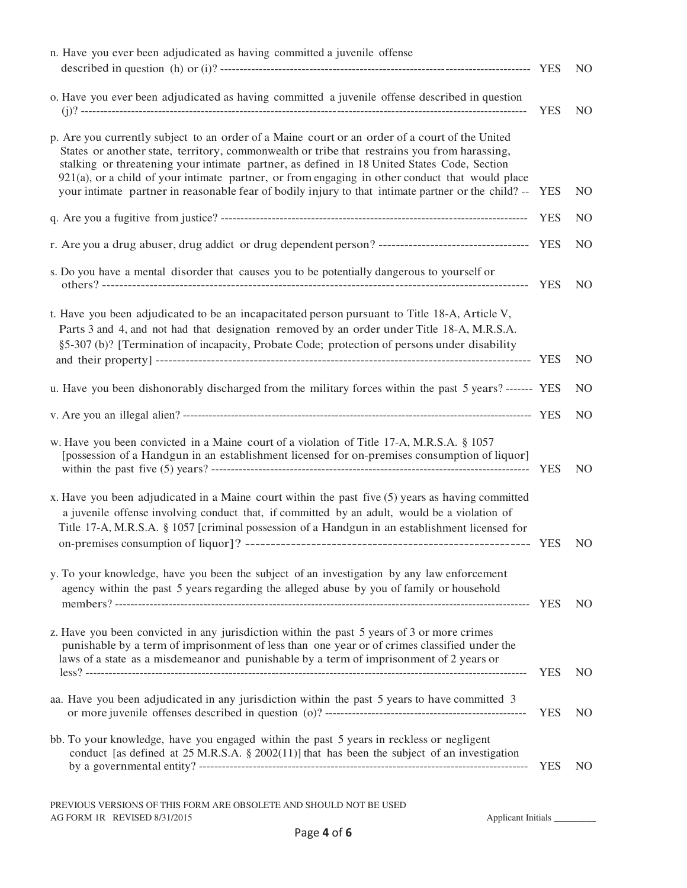n. Have you ever been adjudicated as having committed a juvenile offense described in question (h) or (i)? ---------- YES NO

o. Have you ever been adjudicated as having committed a juvenile offense described in question (j)? ---------- YES NO

p. Are you currently subject to an order of a Maine court or an order of a court of the United States or another state, territory, commonwealth or tribe that restrains you from harassing, stalking or threatening your intimate partner, as defined in 18 United States Code, Section 921(a), or a child of your intimate partner, or from engaging in other conduct that would place your intimate partner in reasonable fear of bodily injury to that intimate partner or the child? -- YES NO

q. Are you a fugitive from justice? ---------- YES NO

r. Are you a drug abuser, drug addict or drug dependent person? ---------- YES NO

s. Do you have a mental disorder that causes you to be potentially dangerous to yourself or others? ---------- YES NO

t. Have you been adjudicated to be an incapacitated person pursuant to Title 18-A, Article V, Parts 3 and 4, and not had that designation removed by an order under Title 18-A, M.R.S.A. §5-307 (b)? [Termination of incapacity, Probate Code; protection of persons under disability and their property] ---------- YES NO

u. Have you been dishonorably discharged from the military forces within the past 5 years? ------- YES NO

v. Are you an illegal alien? ---------- YES NO

w. Have you been convicted in a Maine court of a violation of Title 17-A, M.R.S.A. § 1057 [possession of a Handgun in an establishment licensed for on-premises consumption of liquor] within the past five (5) years? ---------- YES NO

x. Have you been adjudicated in a Maine court within the past five (5) years as having committed a juvenile offense involving conduct that, if committed by an adult, would be a violation of Title 17-A, M.R.S.A. § 1057 [criminal possession of a Handgun in an establishment licensed for on-premises consumption of liquor]? ---------- YES NO

y. To your knowledge, have you been the subject of an investigation by any law enforcement agency within the past 5 years regarding the alleged abuse by you of family or household members? ---------- YES NO

z. Have you been convicted in any jurisdiction within the past 5 years of 3 or more crimes punishable by a term of imprisonment of less than one year or of crimes classified under the laws of a state as a misdemeanor and punishable by a term of imprisonment of 2 years or less? ---------- YES NO

aa. Have you been adjudicated in any jurisdiction within the past 5 years to have committed 3 or more juvenile offenses described in question (o)? ---------- YES NO

bb. To your knowledge, have you engaged within the past 5 years in reckless or negligent conduct [as defined at 25 M.R.S.A. § 2002(11)] that has been the subject of an investigation by a governmental entity? ---------- YES NO

PREVIOUS VERSIONS OF THIS FORM ARE OBSOLETE AND SHOULD NOT BE USED
AG FORM 1R REVISED 8/31/2015

Applicant Initials _________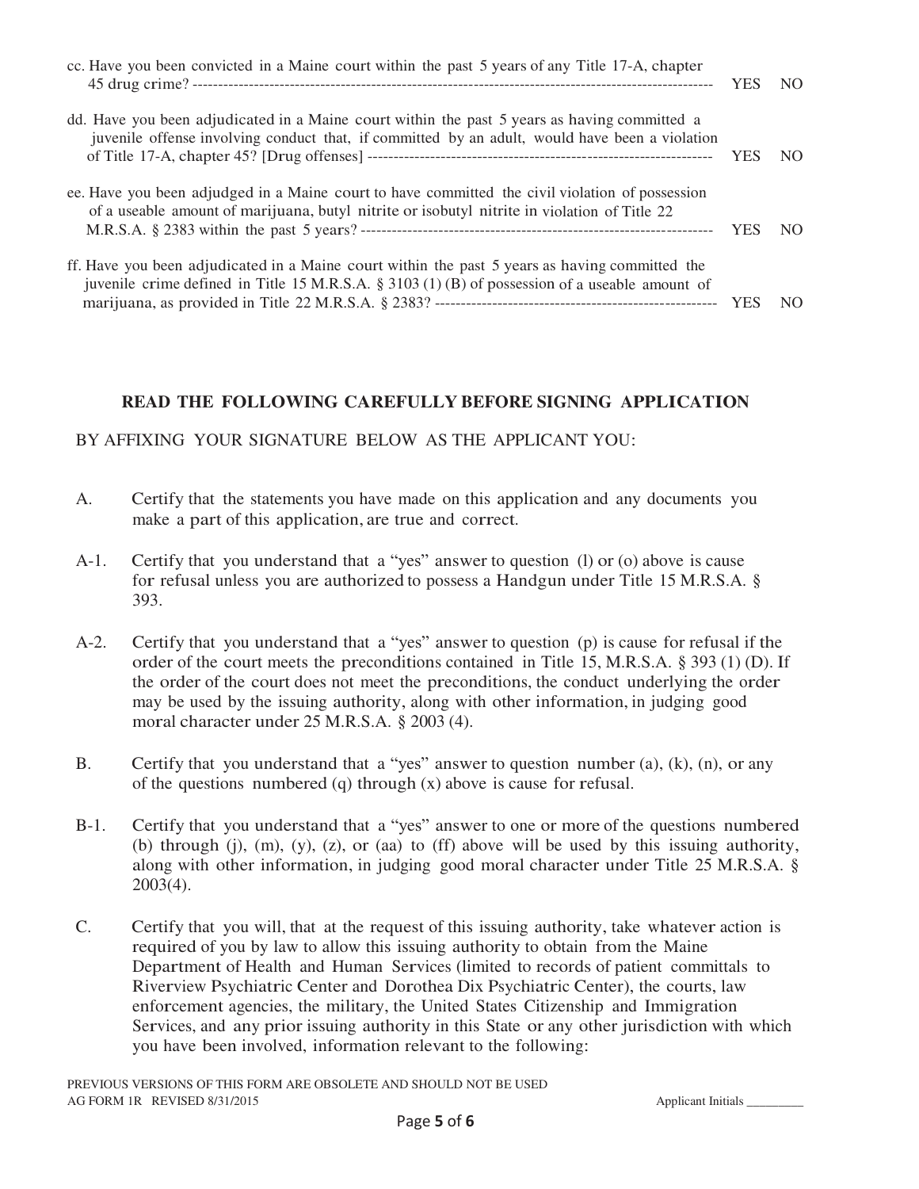cc. Have you been convicted in a Maine court within the past 5 years of any Title 17-A, chapter 45 drug crime? ---------------------------------------------------------------------------------------------------- YES NO

dd. Have you been adjudicated in a Maine court within the past 5 years as having committed a juvenile offense involving conduct that, if committed by an adult, would have been a violation of Title 17-A, chapter 45? [Drug offenses] ------------------------------------------------------------------ YES NO

ee. Have you been adjudged in a Maine court to have committed the civil violation of possession of a useable amount of marijuana, butyl nitrite or isobutyl nitrite in violation of Title 22 M.R.S.A. § 2383 within the past 5 years? -------------------------------------------------------------------- YES NO

ff. Have you been adjudicated in a Maine court within the past 5 years as having committed the juvenile crime defined in Title 15 M.R.S.A. § 3103 (1) (B) of possession of a useable amount of marijuana, as provided in Title 22 M.R.S.A. § 2383? ------------------------------------------------------ YES NO

**READ THE FOLLOWING CAREFULLY BEFORE SIGNING APPLICATION**

BY AFFIXING YOUR SIGNATURE BELOW AS THE APPLICANT YOU:

A. Certify that the statements you have made on this application and any documents you make a part of this application, are true and correct.

A-1. Certify that you understand that a "yes" answer to question (l) or (o) above is cause for refusal unless you are authorized to possess a Handgun under Title 15 M.R.S.A. § 393.

A-2. Certify that you understand that a "yes" answer to question (p) is cause for refusal if the order of the court meets the preconditions contained in Title 15, M.R.S.A. § 393 (1) (D). If the order of the court does not meet the preconditions, the conduct underlying the order may be used by the issuing authority, along with other information, in judging good moral character under 25 M.R.S.A. § 2003 (4).

B. Certify that you understand that a "yes" answer to question number (a), (k), (n), or any of the questions numbered (q) through (x) above is cause for refusal.

B-1. Certify that you understand that a "yes" answer to one or more of the questions numbered (b) through (j), (m), (y), (z), or (aa) to (ff) above will be used by this issuing authority, along with other information, in judging good moral character under Title 25 M.R.S.A. § 2003(4).

C. Certify that you will, that at the request of this issuing authority, take whatever action is required of you by law to allow this issuing authority to obtain from the Maine Department of Health and Human Services (limited to records of patient committals to Riverview Psychiatric Center and Dorothea Dix Psychiatric Center), the courts, law enforcement agencies, the military, the United States Citizenship and Immigration Services, and any prior issuing authority in this State or any other jurisdiction with which you have been involved, information relevant to the following:

PREVIOUS VERSIONS OF THIS FORM ARE OBSOLETE AND SHOULD NOT BE USED
AG FORM 1R REVISED 8/31/2015 Applicant Initials _________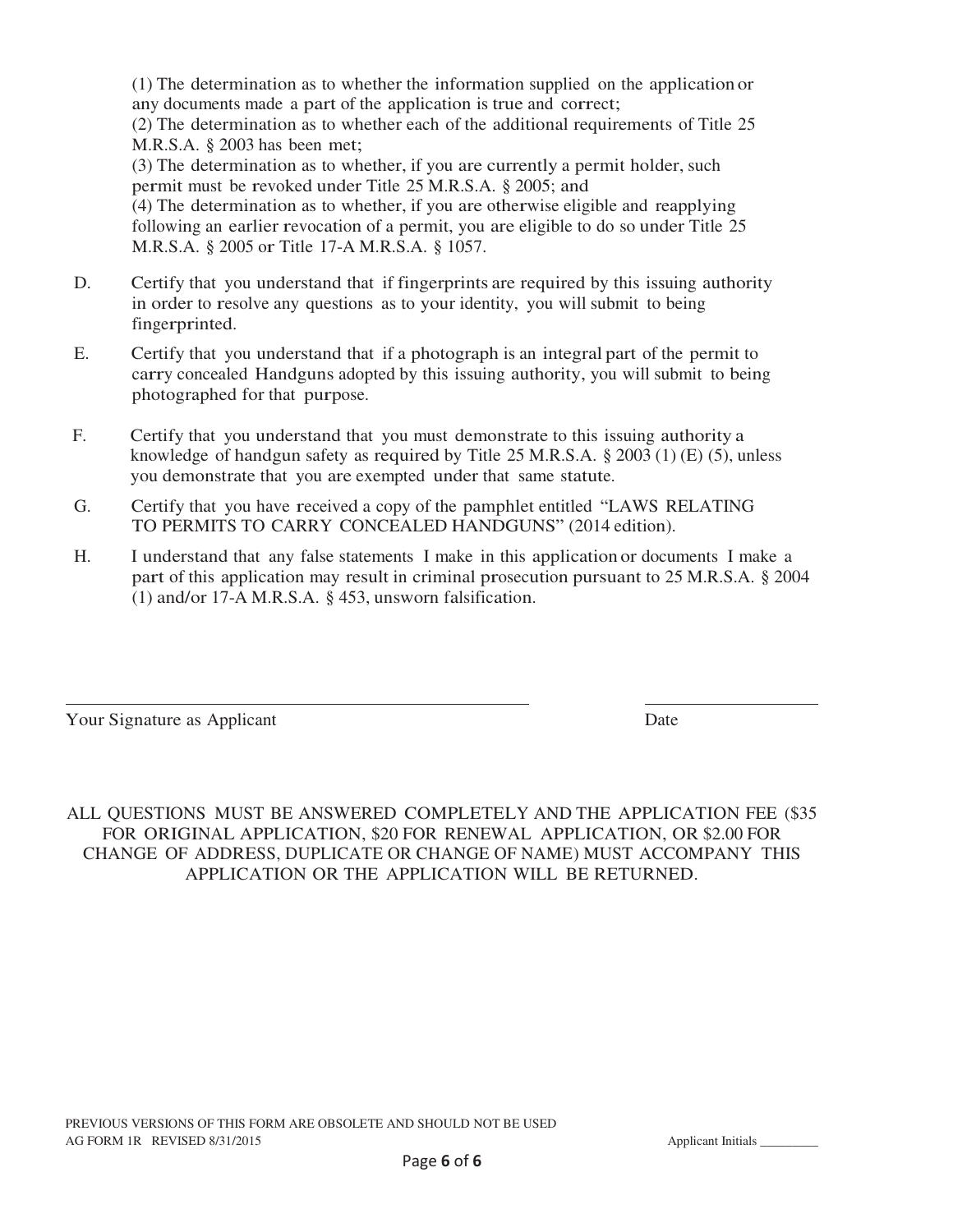(1) The determination as to whether the information supplied on the application or any documents made a part of the application is true and correct;
(2) The determination as to whether each of the additional requirements of Title 25 M.R.S.A. § 2003 has been met;
(3) The determination as to whether, if you are currently a permit holder, such permit must be revoked under Title 25 M.R.S.A. § 2005; and
(4) The determination as to whether, if you are otherwise eligible and reapplying following an earlier revocation of a permit, you are eligible to do so under Title 25 M.R.S.A. § 2005 or Title 17-A M.R.S.A. § 1057.

D. Certify that you understand that if fingerprints are required by this issuing authority in order to resolve any questions as to your identity, you will submit to being fingerprinted.

E. Certify that you understand that if a photograph is an integral part of the permit to carry concealed Handguns adopted by this issuing authority, you will submit to being photographed for that purpose.

F. Certify that you understand that you must demonstrate to this issuing authority a knowledge of handgun safety as required by Title 25 M.R.S.A. § 2003 (1) (E) (5), unless you demonstrate that you are exempted under that same statute.

G. Certify that you have received a copy of the pamphlet entitled "LAWS RELATING TO PERMITS TO CARRY CONCEALED HANDGUNS" (2014 edition).

H. I understand that any false statements I make in this application or documents I make a part of this application may result in criminal prosecution pursuant to 25 M.R.S.A. § 2004 (1) and/or 17-A M.R.S.A. § 453, unsworn falsification.

\_\_\_\_\_\_\_\_\_\_\_\_\_\_\_\_\_\_\_\_\_\_\_\_\_\_\_\_\_\_\_\_\_\_\_\_\_\_\_\_ \_\_\_\_\_\_\_\_\_\_\_\_\_\_\_\_\_\_\_\_

Your Signature as Applicant Date

ALL QUESTIONS MUST BE ANSWERED COMPLETELY AND THE APPLICATION FEE ($35 FOR ORIGINAL APPLICATION, $20 FOR RENEWAL APPLICATION, OR $2.00 FOR CHANGE OF ADDRESS, DUPLICATE OR CHANGE OF NAME) MUST ACCOMPANY THIS APPLICATION OR THE APPLICATION WILL BE RETURNED.

PREVIOUS VERSIONS OF THIS FORM ARE OBSOLETE AND SHOULD NOT BE USED
AG FORM 1R REVISED 8/31/2015 Applicant Initials \_\_\_\_\_\_\_\_\_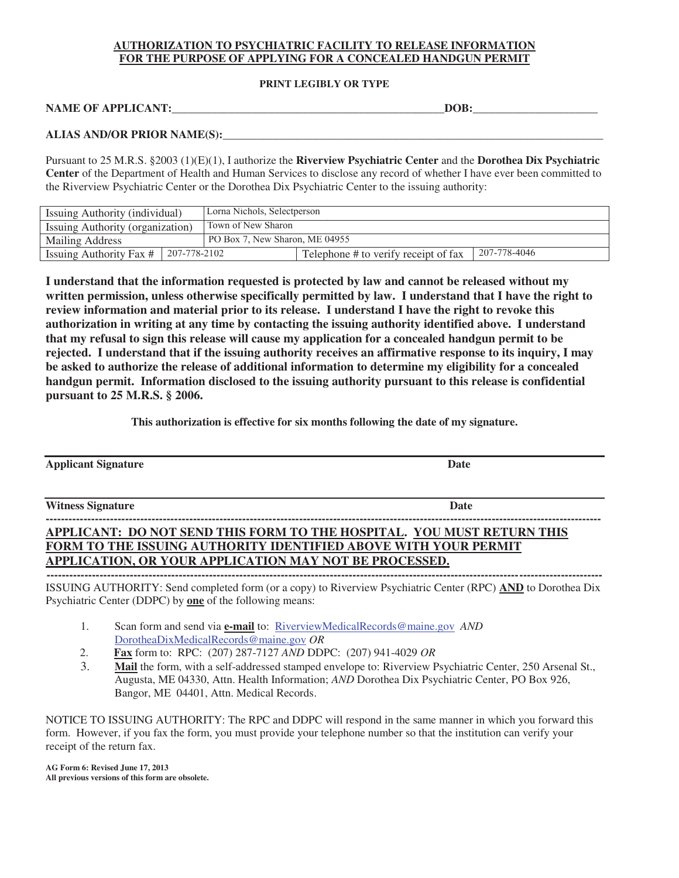**AUTHORIZATION TO PSYCHIATRIC FACILITY TO RELEASE INFORMATION FOR THE PURPOSE OF APPLYING FOR A CONCEALED HANDGUN PERMIT**

**PRINT LEGIBLY OR TYPE**

**NAME OF APPLICANT:**_______________________________________________**DOB:**_____________________

**ALIAS AND/OR PRIOR NAME(S):**_________________________________________________________________

Pursuant to 25 M.R.S. §2003 (1)(E)(1), I authorize the **Riverview Psychiatric Center** and the **Dorothea Dix Psychiatric Center** of the Department of Health and Human Services to disclose any record of whether I have ever been committed to the Riverview Psychiatric Center or the Dorothea Dix Psychiatric Center to the issuing authority:

| Issuing Authority (individual) | | Lorna Nichols, Selectperson | |
|---|---|---|---|
| Issuing Authority (organization) | | Town of New Sharon | |
| Mailing Address | | PO Box 7, New Sharon, ME 04955 | |
| Issuing Authority Fax # | 207-778-2102 | Telephone # to verify receipt of fax | 207-778-4046 |

**I understand that the information requested is protected by law and cannot be released without my written permission, unless otherwise specifically permitted by law. I understand that I have the right to review information and material prior to its release. I understand I have the right to revoke this authorization in writing at any time by contacting the issuing authority identified above. I understand that my refusal to sign this release will cause my application for a concealed handgun permit to be rejected. I understand that if the issuing authority receives an affirmative response to its inquiry, I may be asked to authorize the release of additional information to determine my eligibility for a concealed handgun permit. Information disclosed to the issuing authority pursuant to this release is confidential pursuant to 25 M.R.S. § 2006.**

**This authorization is effective for six months following the date of my signature.**

**Applicant Signature** **Date**

**Witness Signature** **Date**

---

**APPLICANT: DO NOT SEND THIS FORM TO THE HOSPITAL. YOU MUST RETURN THIS FORM TO THE ISSUING AUTHORITY IDENTIFIED ABOVE WITH YOUR PERMIT APPLICATION, OR YOUR APPLICATION MAY NOT BE PROCESSED.**

---

ISSUING AUTHORITY: Send completed form (or a copy) to Riverview Psychiatric Center (RPC) **AND** to Dorothea Dix Psychiatric Center (DDPC) by **one** of the following means:

1. Scan form and send via **e-mail** to: RiverviewMedicalRecords@maine.gov *AND* DorotheaDixMedicalRecords@maine.gov *OR*
2. **Fax** form to: RPC: (207) 287-7127 *AND* DDPC: (207) 941-4029 *OR*
3. **Mail** the form, with a self-addressed stamped envelope to: Riverview Psychiatric Center, 250 Arsenal St., Augusta, ME 04330, Attn. Health Information; *AND* Dorothea Dix Psychiatric Center, PO Box 926, Bangor, ME 04401, Attn. Medical Records.

NOTICE TO ISSUING AUTHORITY: The RPC and DDPC will respond in the same manner in which you forward this form. However, if you fax the form, you must provide your telephone number so that the institution can verify your receipt of the return fax.

**AG Form 6: Revised June 17, 2013**
**All previous versions of this form are obsolete.**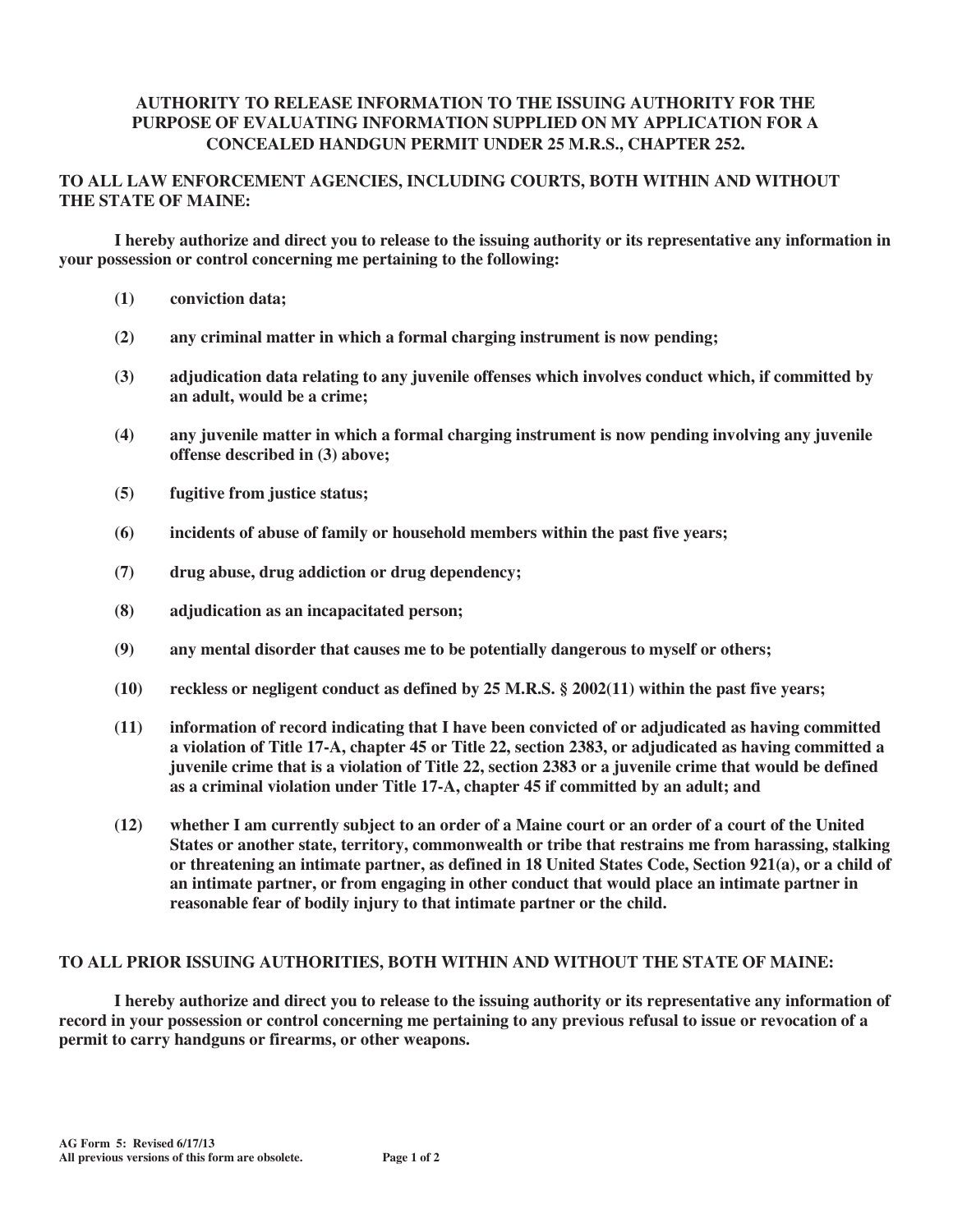## AUTHORITY TO RELEASE INFORMATION TO THE ISSUING AUTHORITY FOR THE PURPOSE OF EVALUATING INFORMATION SUPPLIED ON MY APPLICATION FOR A CONCEALED HANDGUN PERMIT UNDER 25 M.R.S., CHAPTER 252.

**TO ALL LAW ENFORCEMENT AGENCIES, INCLUDING COURTS, BOTH WITHIN AND WITHOUT THE STATE OF MAINE:**

**I hereby authorize and direct you to release to the issuing authority or its representative any information in your possession or control concerning me pertaining to the following:**

**(1)** **conviction data;**

**(2)** **any criminal matter in which a formal charging instrument is now pending;**

**(3)** **adjudication data relating to any juvenile offenses which involves conduct which, if committed by an adult, would be a crime;**

**(4)** **any juvenile matter in which a formal charging instrument is now pending involving any juvenile offense described in (3) above;**

**(5)** **fugitive from justice status;**

**(6)** **incidents of abuse of family or household members within the past five years;**

**(7)** **drug abuse, drug addiction or drug dependency;**

**(8)** **adjudication as an incapacitated person;**

**(9)** **any mental disorder that causes me to be potentially dangerous to myself or others;**

**(10)** **reckless or negligent conduct as defined by 25 M.R.S. § 2002(11) within the past five years;**

**(11)** **information of record indicating that I have been convicted of or adjudicated as having committed a violation of Title 17-A, chapter 45 or Title 22, section 2383, or adjudicated as having committed a juvenile crime that is a violation of Title 22, section 2383 or a juvenile crime that would be defined as a criminal violation under Title 17-A, chapter 45 if committed by an adult; and**

**(12)** **whether I am currently subject to an order of a Maine court or an order of a court of the United States or another state, territory, commonwealth or tribe that restrains me from harassing, stalking or threatening an intimate partner, as defined in 18 United States Code, Section 921(a), or a child of an intimate partner, or from engaging in other conduct that would place an intimate partner in reasonable fear of bodily injury to that intimate partner or the child.**

**TO ALL PRIOR ISSUING AUTHORITIES, BOTH WITHIN AND WITHOUT THE STATE OF MAINE:**

**I hereby authorize and direct you to release to the issuing authority or its representative any information of record in your possession or control concerning me pertaining to any previous refusal to issue or revocation of a permit to carry handguns or firearms, or other weapons.**

**AG Form 5: Revised 6/17/13**
**All previous versions of this form are obsolete.**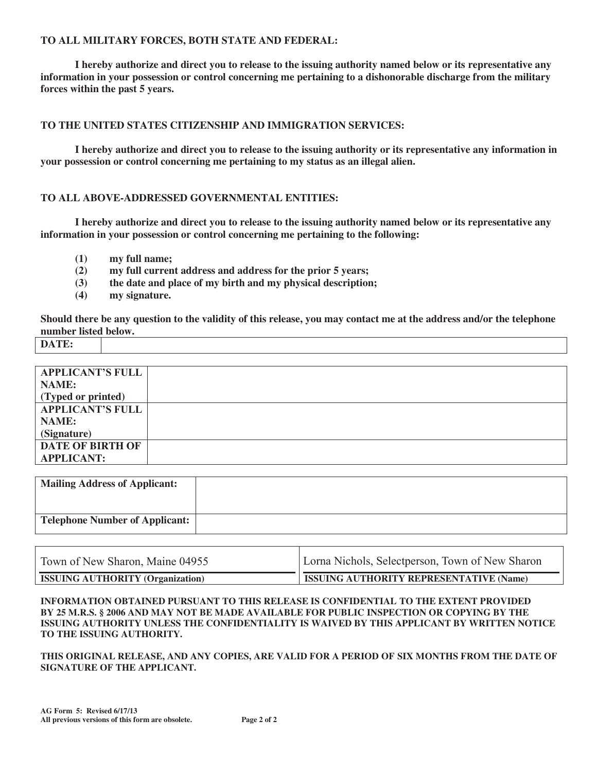**TO ALL MILITARY FORCES, BOTH STATE AND FEDERAL:**

**I hereby authorize and direct you to release to the issuing authority named below or its representative any information in your possession or control concerning me pertaining to a dishonorable discharge from the military forces within the past 5 years.**

**TO THE UNITED STATES CITIZENSHIP AND IMMIGRATION SERVICES:**

**I hereby authorize and direct you to release to the issuing authority or its representative any information in your possession or control concerning me pertaining to my status as an illegal alien.**

**TO ALL ABOVE-ADDRESSED GOVERNMENTAL ENTITIES:**

**I hereby authorize and direct you to release to the issuing authority named below or its representative any information in your possession or control concerning me pertaining to the following:**

**(1) my full name;**
**(2) my full current address and address for the prior 5 years;**
**(3) the date and place of my birth and my physical description;**
**(4) my signature.**

**Should there be any question to the validity of this release, you may contact me at the address and/or the telephone number listed below.**

| | |
|---|---|
| **DATE:** | |

| | |
|---|---|
| **APPLICANT'S FULL NAME: (Typed or printed)** | |
| **APPLICANT'S FULL NAME: (Signature)** | |
| **DATE OF BIRTH OF APPLICANT:** | |

| | |
|---|---|
| **Mailing Address of Applicant:** | |
| **Telephone Number of Applicant:** | |

| | |
|---|---|
| Town of New Sharon, Maine 04955 | Lorna Nichols, Selectperson, Town of New Sharon |
| **ISSUING AUTHORITY (Organization)** | **ISSUING AUTHORITY REPRESENTATIVE (Name)** |

**INFORMATION OBTAINED PURSUANT TO THIS RELEASE IS CONFIDENTIAL TO THE EXTENT PROVIDED BY 25 M.R.S. § 2006 AND MAY NOT BE MADE AVAILABLE FOR PUBLIC INSPECTION OR COPYING BY THE ISSUING AUTHORITY UNLESS THE CONFIDENTIALITY IS WAIVED BY THIS APPLICANT BY WRITTEN NOTICE TO THE ISSUING AUTHORITY.**

**THIS ORIGINAL RELEASE, AND ANY COPIES, ARE VALID FOR A PERIOD OF SIX MONTHS FROM THE DATE OF SIGNATURE OF THE APPLICANT.**

**AG Form 5: Revised 6/17/13**
**All previous versions of this form are obsolete.**